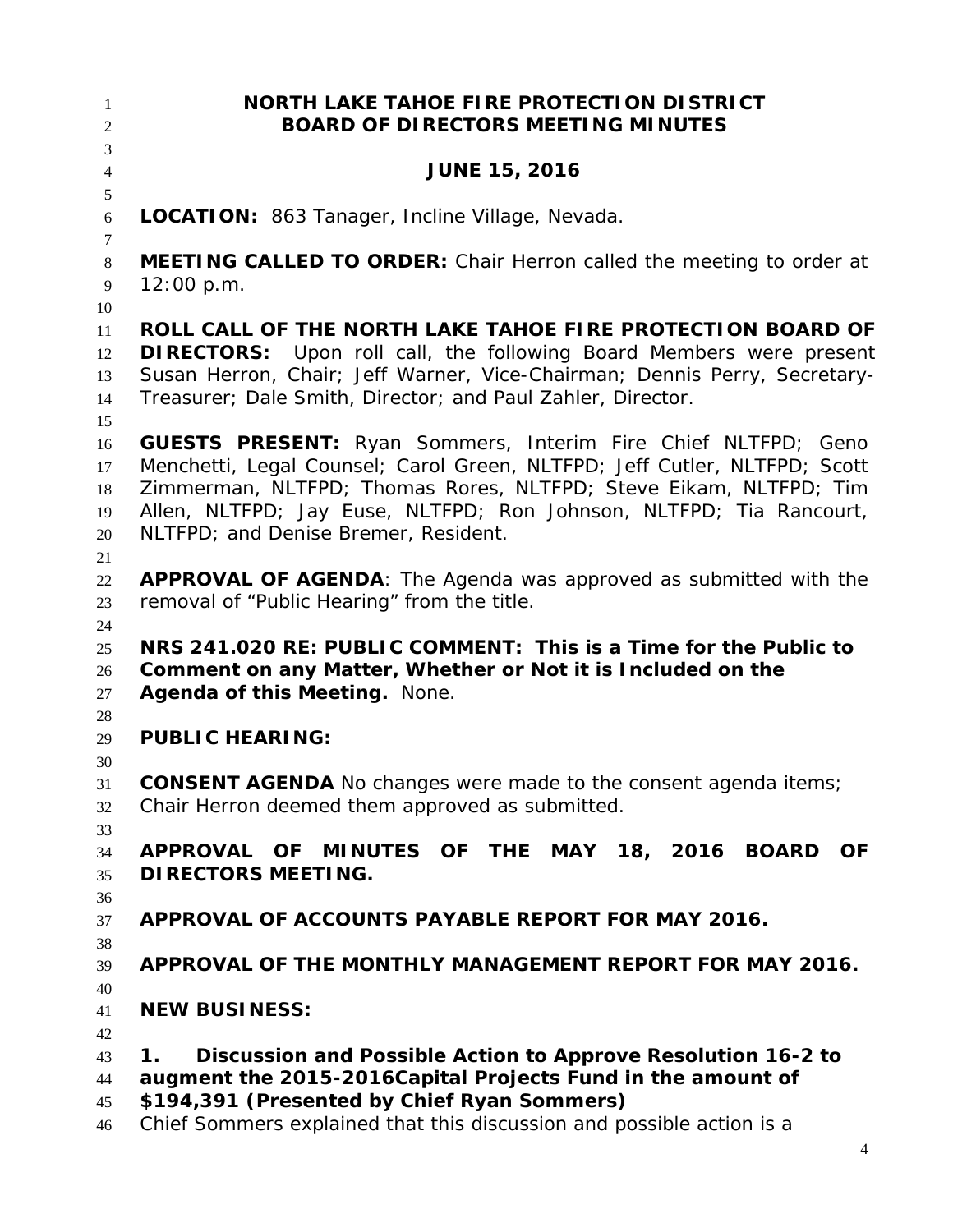# NORTH LAKE TAHOE FIRE PROTECTION DISTRICT
# BOARD OF DIRECTORS MEETING MINUTES

## JUNE 15, 2016

**LOCATION:** 863 Tanager, Incline Village, Nevada.

**MEETING CALLED TO ORDER:** Chair Herron called the meeting to order at 12:00 p.m.

**ROLL CALL OF THE NORTH LAKE TAHOE FIRE PROTECTION BOARD OF DIRECTORS:** Upon roll call, the following Board Members were present Susan Herron, Chair; Jeff Warner, Vice-Chairman; Dennis Perry, Secretary-Treasurer; Dale Smith, Director; and Paul Zahler, Director.

**GUESTS PRESENT:** Ryan Sommers, Interim Fire Chief NLTFPD; Geno Menchetti, Legal Counsel; Carol Green, NLTFPD; Jeff Cutler, NLTFPD; Scott Zimmerman, NLTFPD; Thomas Rores, NLTFPD; Steve Eikam, NLTFPD; Tim Allen, NLTFPD; Jay Euse, NLTFPD; Ron Johnson, NLTFPD; Tia Rancourt, NLTFPD; and Denise Bremer, Resident.

**APPROVAL OF AGENDA**: The Agenda was approved as submitted with the removal of "Public Hearing" from the title.

**NRS 241.020 RE: PUBLIC COMMENT: This is a Time for the Public to Comment on any Matter, Whether or Not it is Included on the Agenda of this Meeting.** None.

**PUBLIC HEARING:**

**CONSENT AGENDA** No changes were made to the consent agenda items; Chair Herron deemed them approved as submitted.

**APPROVAL OF MINUTES OF THE MAY 18, 2016 BOARD OF DIRECTORS MEETING.**

**APPROVAL OF ACCOUNTS PAYABLE REPORT FOR MAY 2016.**

**APPROVAL OF THE MONTHLY MANAGEMENT REPORT FOR MAY 2016.**

**NEW BUSINESS:**

**1. Discussion and Possible Action to Approve Resolution 16-2 to augment the 2015-2016Capital Projects Fund in the amount of $194,391 (Presented by Chief Ryan Sommers)**

Chief Sommers explained that this discussion and possible action is a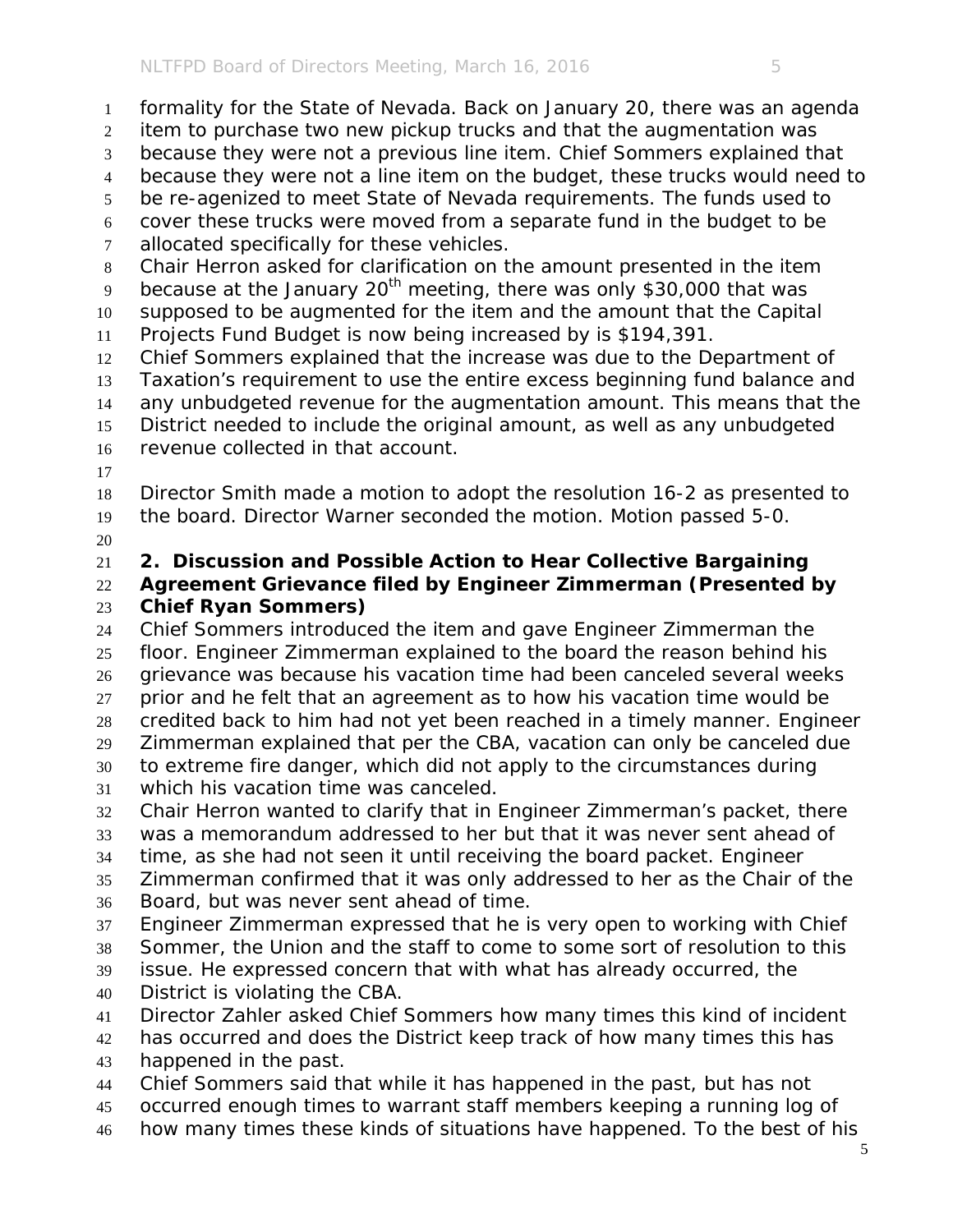formality for the State of Nevada. Back on January 20, there was an agenda item to purchase two new pickup trucks and that the augmentation was because they were not a previous line item. Chief Sommers explained that because they were not a line item on the budget, these trucks would need to be re-agenized to meet State of Nevada requirements. The funds used to cover these trucks were moved from a separate fund in the budget to be allocated specifically for these vehicles.

Chair Herron asked for clarification on the amount presented in the item because at the January 20th meeting, there was only $30,000 that was supposed to be augmented for the item and the amount that the Capital Projects Fund Budget is now being increased by is $194,391.

Chief Sommers explained that the increase was due to the Department of Taxation's requirement to use the entire excess beginning fund balance and any unbudgeted revenue for the augmentation amount. This means that the District needed to include the original amount, as well as any unbudgeted revenue collected in that account.

Director Smith made a motion to adopt the resolution 16-2 as presented to the board. Director Warner seconded the motion. Motion passed 5-0.

**2. Discussion and Possible Action to Hear Collective Bargaining Agreement Grievance filed by Engineer Zimmerman (Presented by Chief Ryan Sommers)**

Chief Sommers introduced the item and gave Engineer Zimmerman the floor. Engineer Zimmerman explained to the board the reason behind his grievance was because his vacation time had been canceled several weeks prior and he felt that an agreement as to how his vacation time would be credited back to him had not yet been reached in a timely manner. Engineer Zimmerman explained that per the CBA, vacation can only be canceled due to extreme fire danger, which did not apply to the circumstances during which his vacation time was canceled.

Chair Herron wanted to clarify that in Engineer Zimmerman's packet, there was a memorandum addressed to her but that it was never sent ahead of time, as she had not seen it until receiving the board packet. Engineer Zimmerman confirmed that it was only addressed to her as the Chair of the Board, but was never sent ahead of time.

Engineer Zimmerman expressed that he is very open to working with Chief Sommer, the Union and the staff to come to some sort of resolution to this issue. He expressed concern that with what has already occurred, the District is violating the CBA.

Director Zahler asked Chief Sommers how many times this kind of incident has occurred and does the District keep track of how many times this has happened in the past.

Chief Sommers said that while it has happened in the past, but has not occurred enough times to warrant staff members keeping a running log of how many times these kinds of situations have happened. To the best of his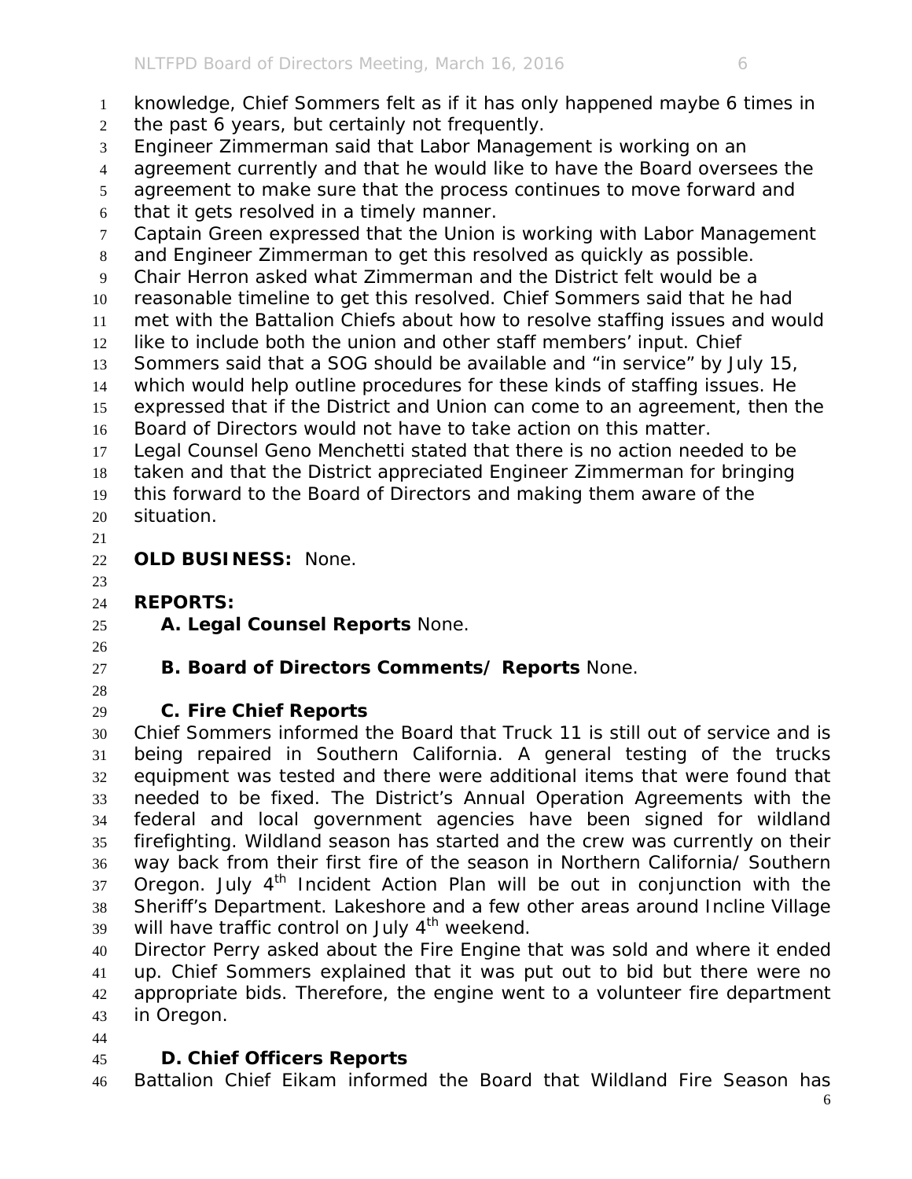knowledge, Chief Sommers felt as if it has only happened maybe 6 times in the past 6 years, but certainly not frequently.

Engineer Zimmerman said that Labor Management is working on an agreement currently and that he would like to have the Board oversees the agreement to make sure that the process continues to move forward and that it gets resolved in a timely manner.

Captain Green expressed that the Union is working with Labor Management and Engineer Zimmerman to get this resolved as quickly as possible.

Chair Herron asked what Zimmerman and the District felt would be a reasonable timeline to get this resolved. Chief Sommers said that he had met with the Battalion Chiefs about how to resolve staffing issues and would like to include both the union and other staff members' input. Chief Sommers said that a SOG should be available and "in service" by July 15, which would help outline procedures for these kinds of staffing issues. He expressed that if the District and Union can come to an agreement, then the Board of Directors would not have to take action on this matter.

Legal Counsel Geno Menchetti stated that there is no action needed to be taken and that the District appreciated Engineer Zimmerman for bringing this forward to the Board of Directors and making them aware of the situation.

**OLD BUSINESS:** None.

**REPORTS:**

**A. Legal Counsel Reports** None.

**B. Board of Directors Comments/ Reports** None.

**C. Fire Chief Reports**

Chief Sommers informed the Board that Truck 11 is still out of service and is being repaired in Southern California. A general testing of the trucks equipment was tested and there were additional items that were found that needed to be fixed. The District's Annual Operation Agreements with the federal and local government agencies have been signed for wildland firefighting. Wildland season has started and the crew was currently on their way back from their first fire of the season in Northern California/ Southern Oregon. July 4th Incident Action Plan will be out in conjunction with the Sheriff's Department. Lakeshore and a few other areas around Incline Village will have traffic control on July 4th weekend.

Director Perry asked about the Fire Engine that was sold and where it ended up. Chief Sommers explained that it was put out to bid but there were no appropriate bids. Therefore, the engine went to a volunteer fire department in Oregon.

**D. Chief Officers Reports**

Battalion Chief Eikam informed the Board that Wildland Fire Season has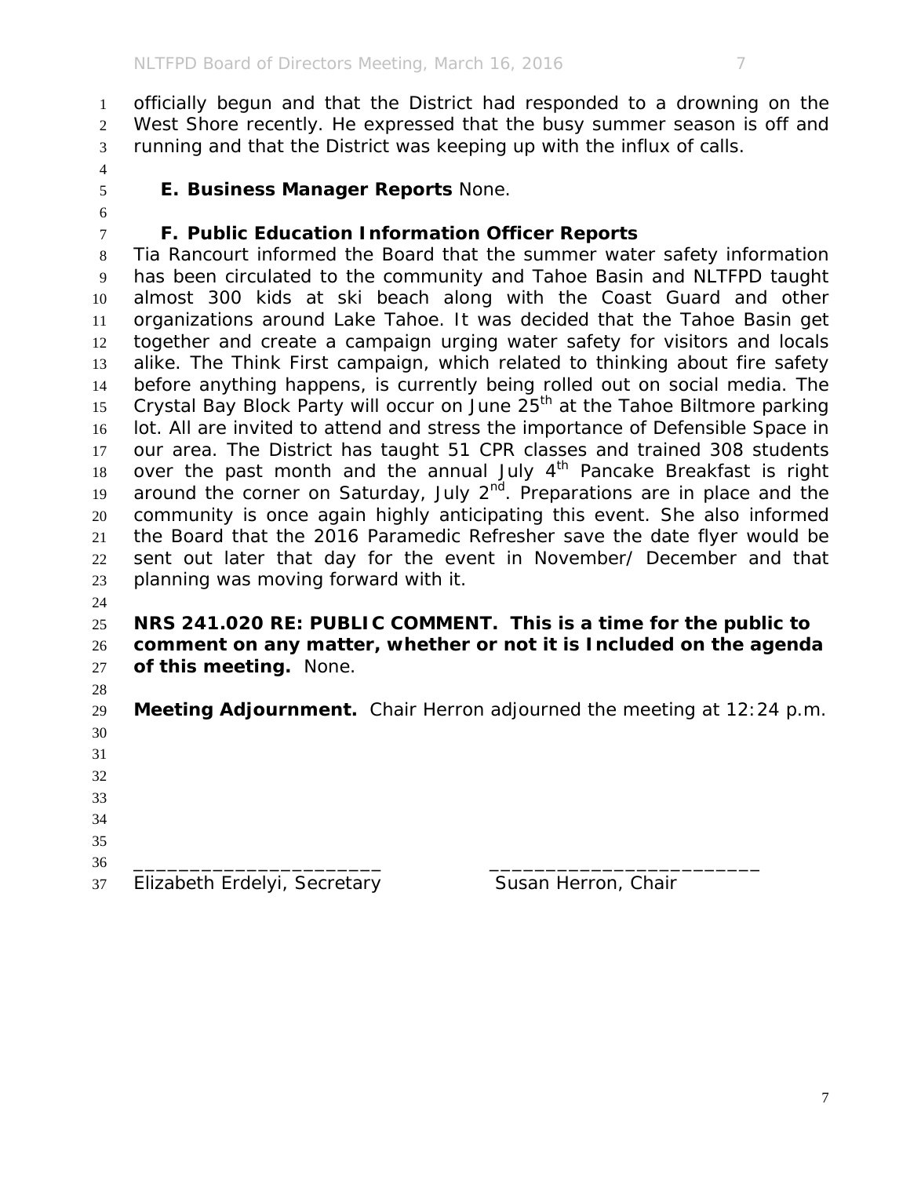officially begun and that the District had responded to a drowning on the West Shore recently. He expressed that the busy summer season is off and running and that the District was keeping up with the influx of calls.

**E. Business Manager Reports** None.

**F. Public Education Information Officer Reports**

Tia Rancourt informed the Board that the summer water safety information has been circulated to the community and Tahoe Basin and NLTFPD taught almost 300 kids at ski beach along with the Coast Guard and other organizations around Lake Tahoe. It was decided that the Tahoe Basin get together and create a campaign urging water safety for visitors and locals alike. The Think First campaign, which related to thinking about fire safety before anything happens, is currently being rolled out on social media. The Crystal Bay Block Party will occur on June 25th at the Tahoe Biltmore parking lot. All are invited to attend and stress the importance of Defensible Space in our area. The District has taught 51 CPR classes and trained 308 students over the past month and the annual July 4th Pancake Breakfast is right around the corner on Saturday, July 2nd. Preparations are in place and the community is once again highly anticipating this event. She also informed the Board that the 2016 Paramedic Refresher save the date flyer would be sent out later that day for the event in November/ December and that planning was moving forward with it.

**NRS 241.020 RE: PUBLIC COMMENT. This is a time for the public to comment on any matter, whether or not it is Included on the agenda of this meeting.** None.

**Meeting Adjournment.** Chair Herron adjourned the meeting at 12:24 p.m.

_____________________ &nbsp;&nbsp;&nbsp;&nbsp;&nbsp;&nbsp;&nbsp;&nbsp; _______________________

Elizabeth Erdelyi, Secretary &nbsp;&nbsp;&nbsp;&nbsp;&nbsp;&nbsp;&nbsp;&nbsp; Susan Herron, Chair